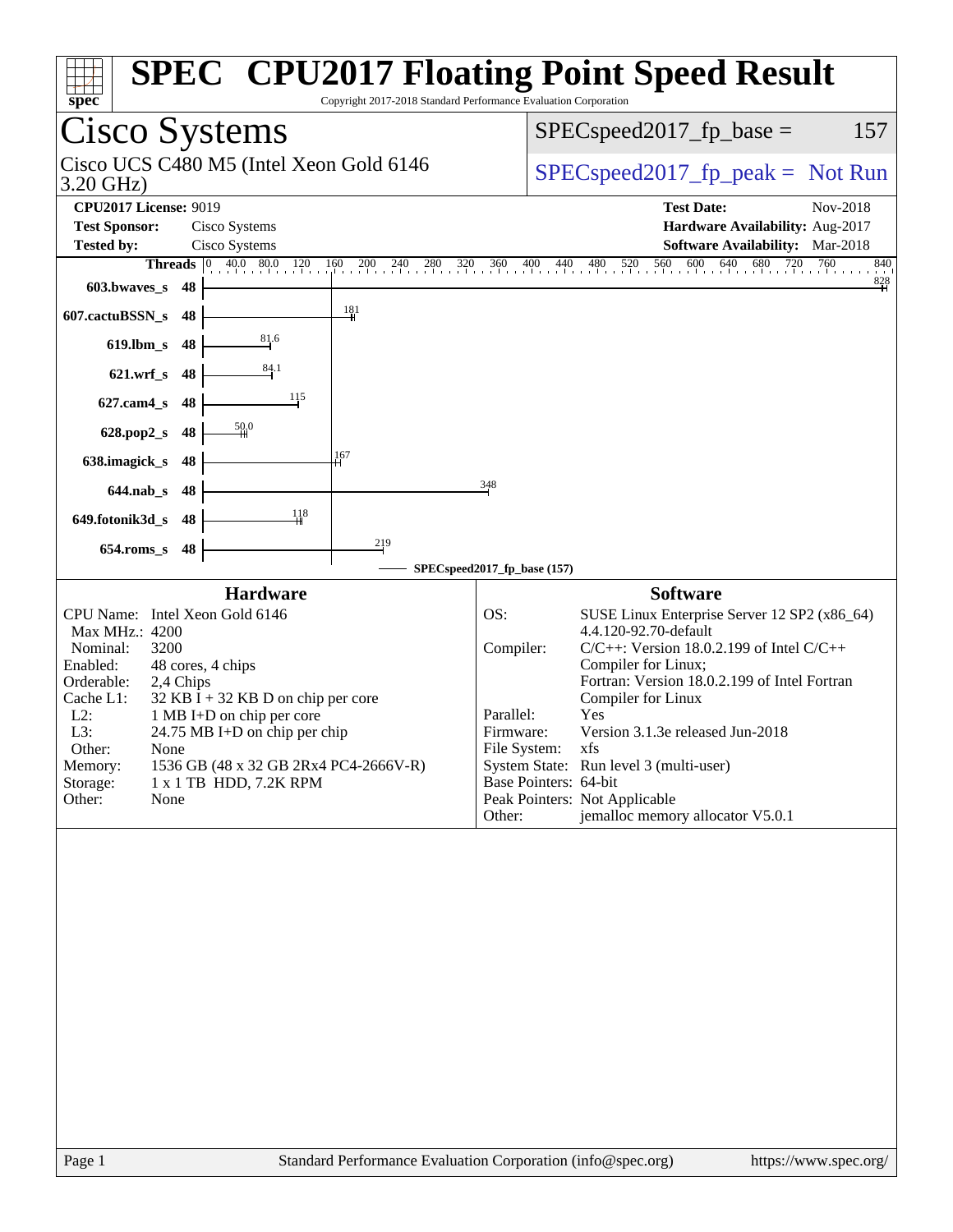# SPEC CPU2017 Floating Point Speed Result

Copyright 2017-2018 Standard Performance Evaluation Corporation

## Cisco Systems

Cisco UCS C480 M5 (Intel Xeon Gold 6146 3.20 GHz)

SPECspeed2017_fp_base = 157

SPECspeed2017_fp_peak = Not Run

**CPU2017 License:** 9019
**Test Sponsor:** Cisco Systems
**Tested by:** Cisco Systems

**Test Date:** Nov-2018
**Hardware Availability:** Aug-2017
**Software Availability:** Mar-2018

Threads 0 40.0 80.0 120 160 200 240 280 320 360 400 440 480 520 560 600 640 680 720 760 840

603.bwaves_s 48 828
607.cactuBSSN_s 48 181
619.lbm_s 48 81.6
621.wrf_s 48 84.1
627.cam4_s 48 115
628.pop2_s 48 50.0
638.imagick_s 48 167
644.nab_s 48 348
649.fotonik3d_s 48 118
654.roms_s 48 219

SPECspeed2017_fp_base (157)

### Hardware

| | |
|---|---|
| CPU Name: | Intel Xeon Gold 6146 |
| Max MHz.: | 4200 |
| Nominal: | 3200 |
| Enabled: | 48 cores, 4 chips |
| Orderable: | 2,4 Chips |
| Cache L1: | 32 KB I + 32 KB D on chip per core |
| L2: | 1 MB I+D on chip per core |
| L3: | 24.75 MB I+D on chip per chip |
| Other: | None |
| Memory: | 1536 GB (48 x 32 GB 2Rx4 PC4-2666V-R) |
| Storage: | 1 x 1 TB HDD, 7.2K RPM |
| Other: | None |

### Software

| | |
|---|---|
| OS: | SUSE Linux Enterprise Server 12 SP2 (x86_64) 4.4.120-92.70-default |
| Compiler: | C/C++: Version 18.0.2.199 of Intel C/C++ Compiler for Linux; Fortran: Version 18.0.2.199 of Intel Fortran Compiler for Linux |
| Parallel: | Yes |
| Firmware: | Version 3.1.3e released Jun-2018 |
| File System: | xfs |
| System State: | Run level 3 (multi-user) |
| Base Pointers: | 64-bit |
| Peak Pointers: | Not Applicable |
| Other: | jemalloc memory allocator V5.0.1 |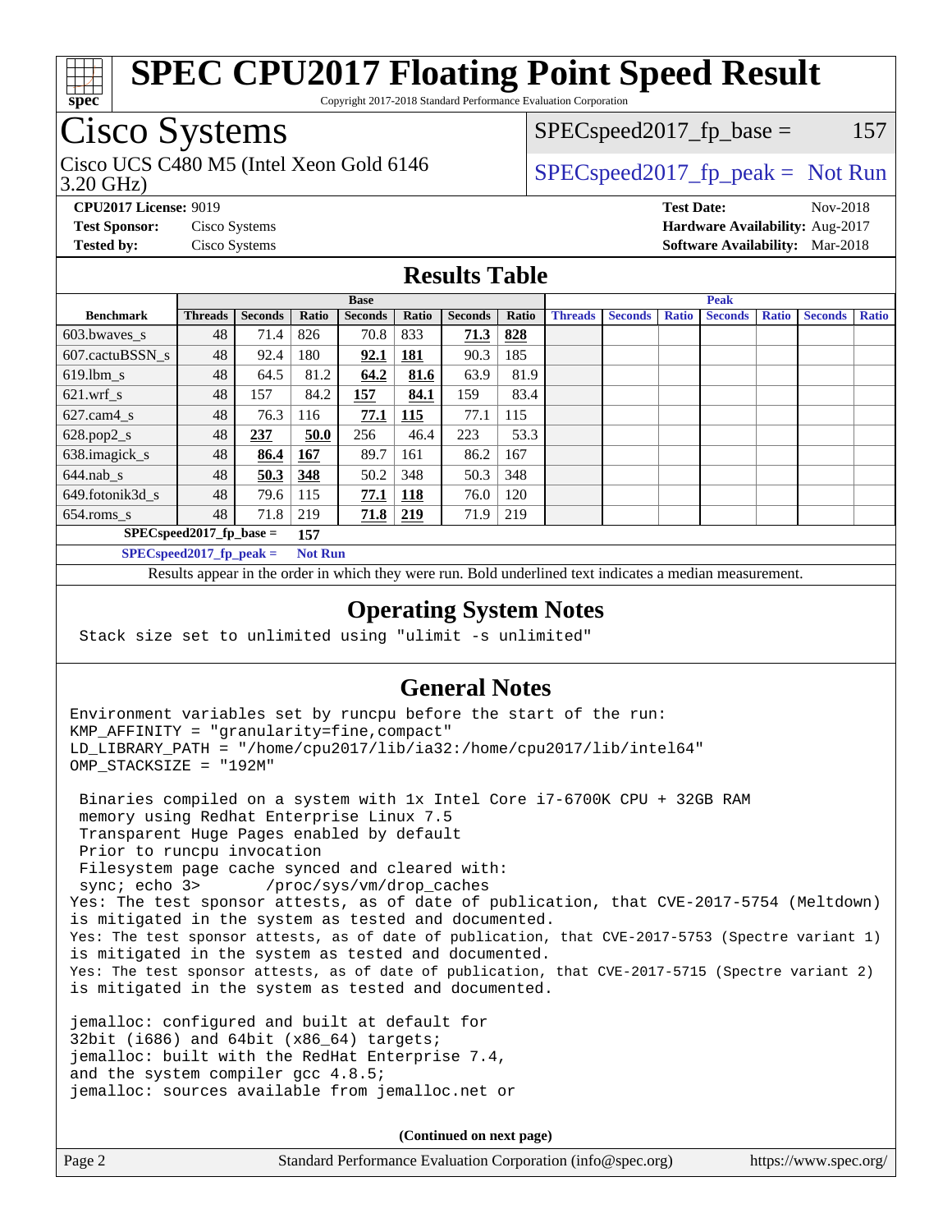# SPEC CPU2017 Floating Point Speed Result

Copyright 2017-2018 Standard Performance Evaluation Corporation

## Cisco Systems

Cisco UCS C480 M5 (Intel Xeon Gold 6146 3.20 GHz)

SPECspeed2017_fp_base = 157

SPECspeed2017_fp_peak = Not Run

**CPU2017 License:** 9019
**Test Sponsor:** Cisco Systems
**Tested by:** Cisco Systems

**Test Date:** Nov-2018
**Hardware Availability:** Aug-2017
**Software Availability:** Mar-2018

## Results Table

| | Base | | | | | | | Peak | | | | | | |
|---|---|---|---|---|---|---|---|---|---|---|---|---|---|---|
| **Benchmark** | **Threads** | **Seconds** | **Ratio** | **Seconds** | **Ratio** | **Seconds** | **Ratio** | **Threads** | **Seconds** | **Ratio** | **Seconds** | **Ratio** | **Seconds** | **Ratio** |
| 603.bwaves_s | 48 | 71.4 | 826 | 70.8 | 833 | **71.3** | **828** | | | | | | | |
| 607.cactuBSSN_s | 48 | 92.4 | 180 | **92.1** | **181** | 90.3 | 185 | | | | | | | |
| 619.lbm_s | 48 | 64.5 | 81.2 | **64.2** | **81.6** | 63.9 | 81.9 | | | | | | | |
| 621.wrf_s | 48 | 157 | 84.2 | **157** | **84.1** | 159 | 83.4 | | | | | | | |
| 627.cam4_s | 48 | 76.3 | 116 | **77.1** | **115** | 77.1 | 115 | | | | | | | |
| 628.pop2_s | 48 | **237** | **50.0** | 256 | 46.4 | 223 | 53.3 | | | | | | | |
| 638.imagick_s | 48 | **86.4** | **167** | 89.7 | 161 | 86.2 | 167 | | | | | | | |
| 644.nab_s | 48 | **50.3** | **348** | 50.2 | 348 | 50.3 | 348 | | | | | | | |
| 649.fotonik3d_s | 48 | 79.6 | 115 | **77.1** | **118** | 76.0 | 120 | | | | | | | |
| 654.roms_s | 48 | 71.8 | 219 | **71.8** | **219** | 71.9 | 219 | | | | | | | |

**SPECspeed2017_fp_base =** **157**

**SPECspeed2017_fp_peak =** **Not Run**

Results appear in the order in which they were run. Bold underlined text indicates a median measurement.

## Operating System Notes

```
Stack size set to unlimited using "ulimit -s unlimited"
```

## General Notes

```
Environment variables set by runcpu before the start of the run:
KMP_AFFINITY = "granularity=fine,compact"
LD_LIBRARY_PATH = "/home/cpu2017/lib/ia32:/home/cpu2017/lib/intel64"
OMP_STACKSIZE = "192M"

 Binaries compiled on a system with 1x Intel Core i7-6700K CPU + 32GB RAM
 memory using Redhat Enterprise Linux 7.5
 Transparent Huge Pages enabled by default
 Prior to runcpu invocation
 Filesystem page cache synced and cleared with:
 sync; echo 3>       /proc/sys/vm/drop_caches
Yes: The test sponsor attests, as of date of publication, that CVE-2017-5754 (Meltdown)
is mitigated in the system as tested and documented.
Yes: The test sponsor attests, as of date of publication, that CVE-2017-5753 (Spectre variant 1)
is mitigated in the system as tested and documented.
Yes: The test sponsor attests, as of date of publication, that CVE-2017-5715 (Spectre variant 2)
is mitigated in the system as tested and documented.

jemalloc: configured and built at default for
32bit (i686) and 64bit (x86_64) targets;
jemalloc: built with the RedHat Enterprise 7.4,
and the system compiler gcc 4.8.5;
jemalloc: sources available from jemalloc.net or
```

**(Continued on next page)**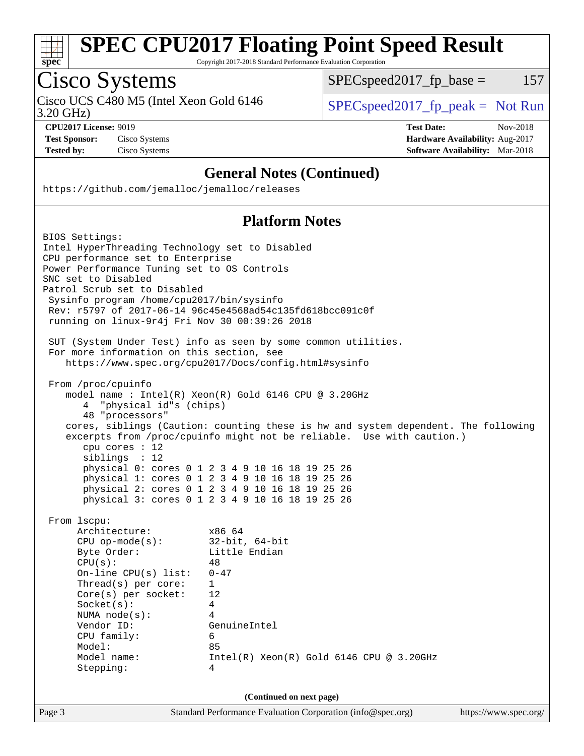# SPEC CPU2017 Floating Point Speed Result

Copyright 2017-2018 Standard Performance Evaluation Corporation

## Cisco Systems

Cisco UCS C480 M5 (Intel Xeon Gold 6146 3.20 GHz)

SPECspeed2017_fp_base = 157

SPECspeed2017_fp_peak = Not Run

**CPU2017 License:** 9019
**Test Sponsor:** Cisco Systems
**Tested by:** Cisco Systems

**Test Date:** Nov-2018
**Hardware Availability:** Aug-2017
**Software Availability:** Mar-2018

### General Notes (Continued)

```
https://github.com/jemalloc/jemalloc/releases
```

### Platform Notes

```
BIOS Settings:
Intel HyperThreading Technology set to Disabled
CPU performance set to Enterprise
Power Performance Tuning set to OS Controls
SNC set to Disabled
Patrol Scrub set to Disabled
 Sysinfo program /home/cpu2017/bin/sysinfo
 Rev: r5797 of 2017-06-14 96c45e4568ad54c135fd618bcc091c0f
 running on linux-9r4j Fri Nov 30 00:39:26 2018

 SUT (System Under Test) info as seen by some common utilities.
 For more information on this section, see
    https://www.spec.org/cpu2017/Docs/config.html#sysinfo

 From /proc/cpuinfo
    model name : Intel(R) Xeon(R) Gold 6146 CPU @ 3.20GHz
       4  "physical id"s (chips)
       48 "processors"
    cores, siblings (Caution: counting these is hw and system dependent. The following
    excerpts from /proc/cpuinfo might not be reliable.  Use with caution.)
       cpu cores : 12
       siblings  : 12
       physical 0: cores 0 1 2 3 4 9 10 16 18 19 25 26
       physical 1: cores 0 1 2 3 4 9 10 16 18 19 25 26
       physical 2: cores 0 1 2 3 4 9 10 16 18 19 25 26
       physical 3: cores 0 1 2 3 4 9 10 16 18 19 25 26

 From lscpu:
      Architecture:          x86_64
      CPU op-mode(s):        32-bit, 64-bit
      Byte Order:            Little Endian
      CPU(s):                48
      On-line CPU(s) list:   0-47
      Thread(s) per core:    1
      Core(s) per socket:    12
      Socket(s):             4
      NUMA node(s):          4
      Vendor ID:             GenuineIntel
      CPU family:            6
      Model:                 85
      Model name:            Intel(R) Xeon(R) Gold 6146 CPU @ 3.20GHz
      Stepping:              4
```

(Continued on next page)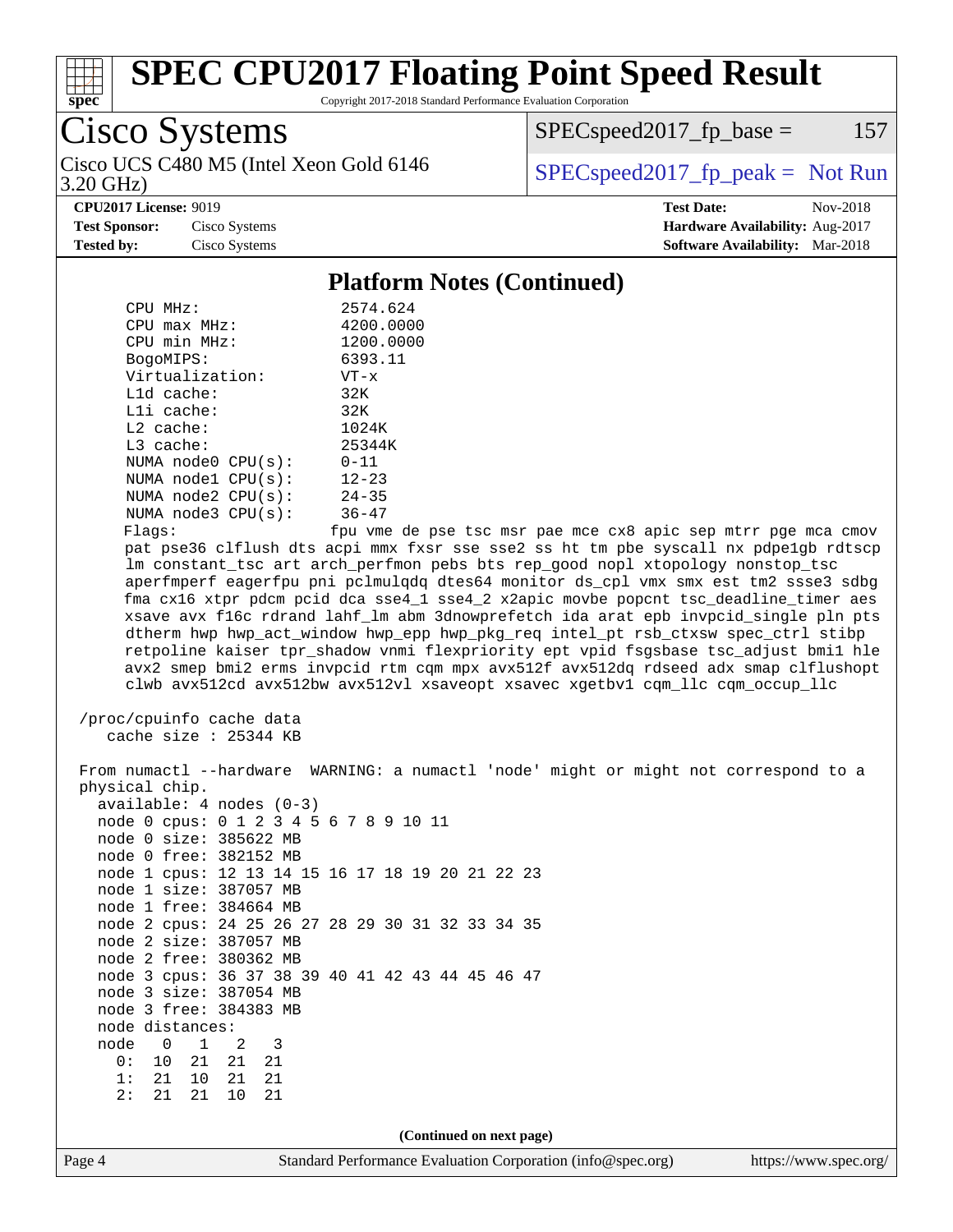# SPEC CPU2017 Floating Point Speed Result

Copyright 2017-2018 Standard Performance Evaluation Corporation

## Cisco Systems

Cisco UCS C480 M5 (Intel Xeon Gold 6146 3.20 GHz)

SPECspeed2017_fp_base = 157

SPECspeed2017_fp_peak = Not Run

**CPU2017 License:** 9019
**Test Sponsor:** Cisco Systems
**Tested by:** Cisco Systems

**Test Date:** Nov-2018
**Hardware Availability:** Aug-2017
**Software Availability:** Mar-2018

### Platform Notes (Continued)

```
    CPU MHz:                 2574.624
    CPU max MHz:             4200.0000
    CPU min MHz:             1200.0000
    BogoMIPS:                6393.11
    Virtualization:          VT-x
    L1d cache:               32K
    L1i cache:               32K
    L2 cache:                1024K
    L3 cache:                25344K
    NUMA node0 CPU(s):       0-11
    NUMA node1 CPU(s):       12-23
    NUMA node2 CPU(s):       24-35
    NUMA node3 CPU(s):       36-47
    Flags:                   fpu vme de pse tsc msr pae mce cx8 apic sep mtrr pge mca cmov
    pat pse36 clflush dts acpi mmx fxsr sse sse2 ss ht tm pbe syscall nx pdpe1gb rdtscp
    lm constant_tsc art arch_perfmon pebs bts rep_good nopl xtopology nonstop_tsc
    aperfmperf eagerfpu pni pclmulqdq dtes64 monitor ds_cpl vmx smx est tm2 ssse3 sdbg
    fma cx16 xtpr pdcm pcid dca sse4_1 sse4_2 x2apic movbe popcnt tsc_deadline_timer aes
    xsave avx f16c rdrand lahf_lm abm 3dnowprefetch ida arat epb invpcid_single pln pts
    dtherm hwp hwp_act_window hwp_epp hwp_pkg_req intel_pt rsb_ctxsw spec_ctrl stibp
    retpoline kaiser tpr_shadow vnmi flexpriority ept vpid fsgsbase tsc_adjust bmi1 hle
    avx2 smep bmi2 erms invpcid rtm cqm mpx avx512f avx512dq rdseed adx smap clflushopt
    clwb avx512cd avx512bw avx512vl xsaveopt xsavec xgetbv1 cqm_llc cqm_occup_llc

 /proc/cpuinfo cache data
    cache size : 25344 KB

 From numactl --hardware  WARNING: a numactl 'node' might or might not correspond to a
 physical chip.
   available: 4 nodes (0-3)
   node 0 cpus: 0 1 2 3 4 5 6 7 8 9 10 11
   node 0 size: 385622 MB
   node 0 free: 382152 MB
   node 1 cpus: 12 13 14 15 16 17 18 19 20 21 22 23
   node 1 size: 387057 MB
   node 1 free: 384664 MB
   node 2 cpus: 24 25 26 27 28 29 30 31 32 33 34 35
   node 2 size: 387057 MB
   node 2 free: 380362 MB
   node 3 cpus: 36 37 38 39 40 41 42 43 44 45 46 47
   node 3 size: 387054 MB
   node 3 free: 384383 MB
   node distances:
   node   0   1   2   3
     0:  10  21  21  21
     1:  21  10  21  21
     2:  21  21  10  21
```

(Continued on next page)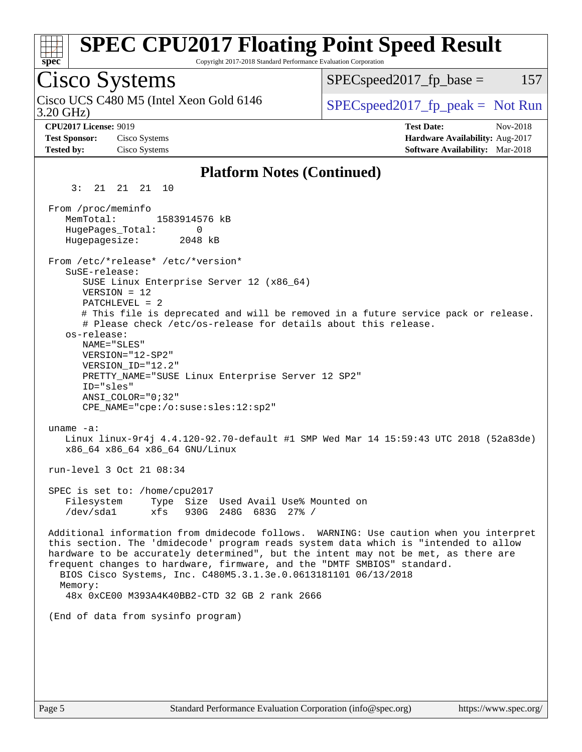# SPEC CPU2017 Floating Point Speed Result

Copyright 2017-2018 Standard Performance Evaluation Corporation

## Cisco Systems

Cisco UCS C480 M5 (Intel Xeon Gold 6146 3.20 GHz)

SPECspeed2017_fp_base = 157

SPECspeed2017_fp_peak = Not Run

**CPU2017 License:** 9019
**Test Sponsor:** Cisco Systems
**Tested by:** Cisco Systems

**Test Date:** Nov-2018
**Hardware Availability:** Aug-2017
**Software Availability:** Mar-2018

### Platform Notes (Continued)

```
     3:  21  21  21  10

 From /proc/meminfo
    MemTotal:       1583914576 kB
    HugePages_Total:       0
    Hugepagesize:       2048 kB

 From /etc/*release* /etc/*version*
    SuSE-release:
       SUSE Linux Enterprise Server 12 (x86_64)
       VERSION = 12
       PATCHLEVEL = 2
       # This file is deprecated and will be removed in a future service pack or release.
       # Please check /etc/os-release for details about this release.
    os-release:
       NAME="SLES"
       VERSION="12-SP2"
       VERSION_ID="12.2"
       PRETTY_NAME="SUSE Linux Enterprise Server 12 SP2"
       ID="sles"
       ANSI_COLOR="0;32"
       CPE_NAME="cpe:/o:suse:sles:12:sp2"

 uname -a:
    Linux linux-9r4j 4.4.120-92.70-default #1 SMP Wed Mar 14 15:59:43 UTC 2018 (52a83de)
    x86_64 x86_64 x86_64 GNU/Linux

 run-level 3 Oct 21 08:34

 SPEC is set to: /home/cpu2017
    Filesystem     Type  Size  Used Avail Use% Mounted on
    /dev/sda1      xfs   930G  248G  683G  27% /

 Additional information from dmidecode follows.  WARNING: Use caution when you interpret
 this section. The 'dmidecode' program reads system data which is "intended to allow
 hardware to be accurately determined", but the intent may not be met, as there are
 frequent changes to hardware, firmware, and the "DMTF SMBIOS" standard.
   BIOS Cisco Systems, Inc. C480M5.3.1.3e.0.0613181101 06/13/2018
   Memory:
    48x 0xCE00 M393A4K40BB2-CTD 32 GB 2 rank 2666

 (End of data from sysinfo program)
```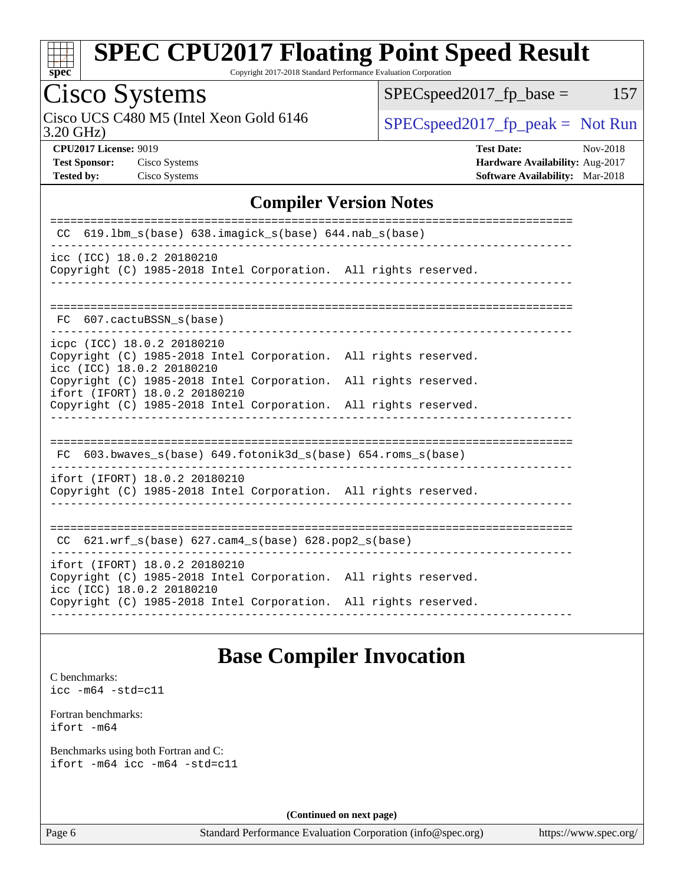# SPEC CPU2017 Floating Point Speed Result

Copyright 2017-2018 Standard Performance Evaluation Corporation

## Cisco Systems

Cisco UCS C480 M5 (Intel Xeon Gold 6146 3.20 GHz)

SPECspeed2017_fp_base = 157

SPECspeed2017_fp_peak = Not Run

**CPU2017 License:** 9019
**Test Sponsor:** Cisco Systems
**Tested by:** Cisco Systems

**Test Date:** Nov-2018
**Hardware Availability:** Aug-2017
**Software Availability:** Mar-2018

## Compiler Version Notes

```
==============================================================================
 CC  619.lbm_s(base) 638.imagick_s(base) 644.nab_s(base)
------------------------------------------------------------------------------
icc (ICC) 18.0.2 20180210
Copyright (C) 1985-2018 Intel Corporation.  All rights reserved.
------------------------------------------------------------------------------

==============================================================================
 FC  607.cactuBSSN_s(base)
------------------------------------------------------------------------------
icpc (ICC) 18.0.2 20180210
Copyright (C) 1985-2018 Intel Corporation.  All rights reserved.
icc (ICC) 18.0.2 20180210
Copyright (C) 1985-2018 Intel Corporation.  All rights reserved.
ifort (IFORT) 18.0.2 20180210
Copyright (C) 1985-2018 Intel Corporation.  All rights reserved.
------------------------------------------------------------------------------

==============================================================================
 FC  603.bwaves_s(base) 649.fotonik3d_s(base) 654.roms_s(base)
------------------------------------------------------------------------------
ifort (IFORT) 18.0.2 20180210
Copyright (C) 1985-2018 Intel Corporation.  All rights reserved.
------------------------------------------------------------------------------

==============================================================================
 CC  621.wrf_s(base) 627.cam4_s(base) 628.pop2_s(base)
------------------------------------------------------------------------------
ifort (IFORT) 18.0.2 20180210
Copyright (C) 1985-2018 Intel Corporation.  All rights reserved.
icc (ICC) 18.0.2 20180210
Copyright (C) 1985-2018 Intel Corporation.  All rights reserved.
------------------------------------------------------------------------------
```

## Base Compiler Invocation

C benchmarks:
`icc -m64 -std=c11`

Fortran benchmarks:
`ifort -m64`

Benchmarks using both Fortran and C:
`ifort -m64 icc -m64 -std=c11`

**(Continued on next page)**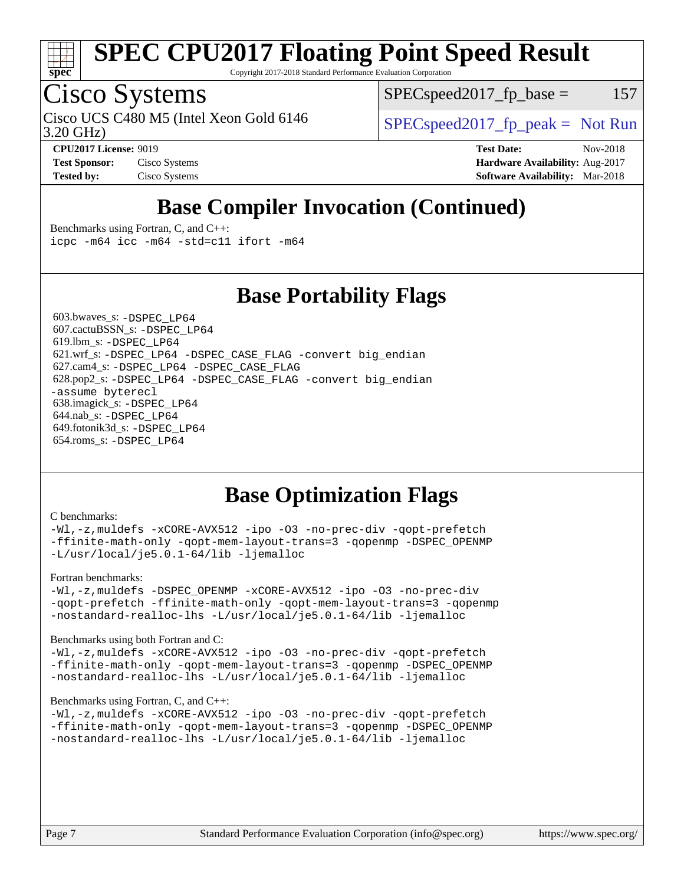# SPEC CPU2017 Floating Point Speed Result

Copyright 2017-2018 Standard Performance Evaluation Corporation

## Cisco Systems

Cisco UCS C480 M5 (Intel Xeon Gold 6146 3.20 GHz)

SPECspeed2017_fp_base = 157

SPECspeed2017_fp_peak = Not Run

**CPU2017 License:** 9019
**Test Sponsor:** Cisco Systems
**Tested by:** Cisco Systems

**Test Date:** Nov-2018
**Hardware Availability:** Aug-2017
**Software Availability:** Mar-2018

## Base Compiler Invocation (Continued)

Benchmarks using Fortran, C, and C++:

```
icpc -m64 icc -m64 -std=c11 ifort -m64
```

## Base Portability Flags

603.bwaves_s: `-DSPEC_LP64`
607.cactuBSSN_s: `-DSPEC_LP64`
619.lbm_s: `-DSPEC_LP64`
621.wrf_s: `-DSPEC_LP64 -DSPEC_CASE_FLAG -convert big_endian`
627.cam4_s: `-DSPEC_LP64 -DSPEC_CASE_FLAG`
628.pop2_s: `-DSPEC_LP64 -DSPEC_CASE_FLAG -convert big_endian -assume byterecl`
638.imagick_s: `-DSPEC_LP64`
644.nab_s: `-DSPEC_LP64`
649.fotonik3d_s: `-DSPEC_LP64`
654.roms_s: `-DSPEC_LP64`

## Base Optimization Flags

C benchmarks:

```
-Wl,-z,muldefs -xCORE-AVX512 -ipo -O3 -no-prec-div -qopt-prefetch
-ffinite-math-only -qopt-mem-layout-trans=3 -qopenmp -DSPEC_OPENMP
-L/usr/local/je5.0.1-64/lib -ljemalloc
```

Fortran benchmarks:

```
-Wl,-z,muldefs -DSPEC_OPENMP -xCORE-AVX512 -ipo -O3 -no-prec-div
-qopt-prefetch -ffinite-math-only -qopt-mem-layout-trans=3 -qopenmp
-nostandard-realloc-lhs -L/usr/local/je5.0.1-64/lib -ljemalloc
```

Benchmarks using both Fortran and C:

```
-Wl,-z,muldefs -xCORE-AVX512 -ipo -O3 -no-prec-div -qopt-prefetch
-ffinite-math-only -qopt-mem-layout-trans=3 -qopenmp -DSPEC_OPENMP
-nostandard-realloc-lhs -L/usr/local/je5.0.1-64/lib -ljemalloc
```

Benchmarks using Fortran, C, and C++:

```
-Wl,-z,muldefs -xCORE-AVX512 -ipo -O3 -no-prec-div -qopt-prefetch
-ffinite-math-only -qopt-mem-layout-trans=3 -qopenmp -DSPEC_OPENMP
-nostandard-realloc-lhs -L/usr/local/je5.0.1-64/lib -ljemalloc
```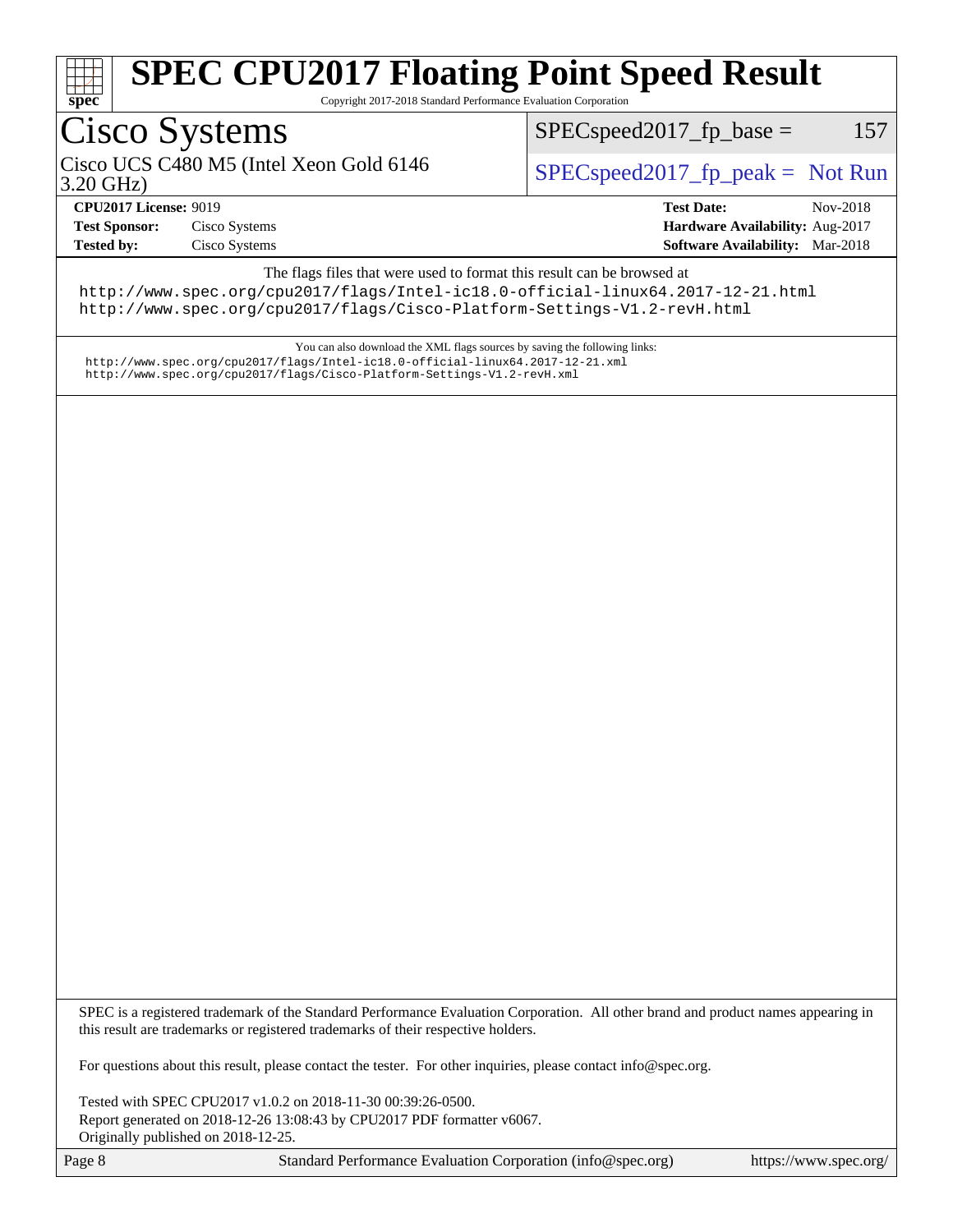# SPEC CPU2017 Floating Point Speed Result

Copyright 2017-2018 Standard Performance Evaluation Corporation

## Cisco Systems

Cisco UCS C480 M5 (Intel Xeon Gold 6146 3.20 GHz)

SPECspeed2017_fp_base = 157

SPECspeed2017_fp_peak = Not Run

**CPU2017 License:** 9019
**Test Sponsor:** Cisco Systems
**Tested by:** Cisco Systems

**Test Date:** Nov-2018
**Hardware Availability:** Aug-2017
**Software Availability:** Mar-2018

The flags files that were used to format this result can be browsed at

```
http://www.spec.org/cpu2017/flags/Intel-ic18.0-official-linux64.2017-12-21.html
http://www.spec.org/cpu2017/flags/Cisco-Platform-Settings-V1.2-revH.html
```

You can also download the XML flags sources by saving the following links:

```
http://www.spec.org/cpu2017/flags/Intel-ic18.0-official-linux64.2017-12-21.xml
http://www.spec.org/cpu2017/flags/Cisco-Platform-Settings-V1.2-revH.xml
```

SPEC is a registered trademark of the Standard Performance Evaluation Corporation. All other brand and product names appearing in this result are trademarks or registered trademarks of their respective holders.

For questions about this result, please contact the tester. For other inquiries, please contact info@spec.org.

Tested with SPEC CPU2017 v1.0.2 on 2018-11-30 00:39:26-0500.
Report generated on 2018-12-26 13:08:43 by CPU2017 PDF formatter v6067.
Originally published on 2018-12-25.